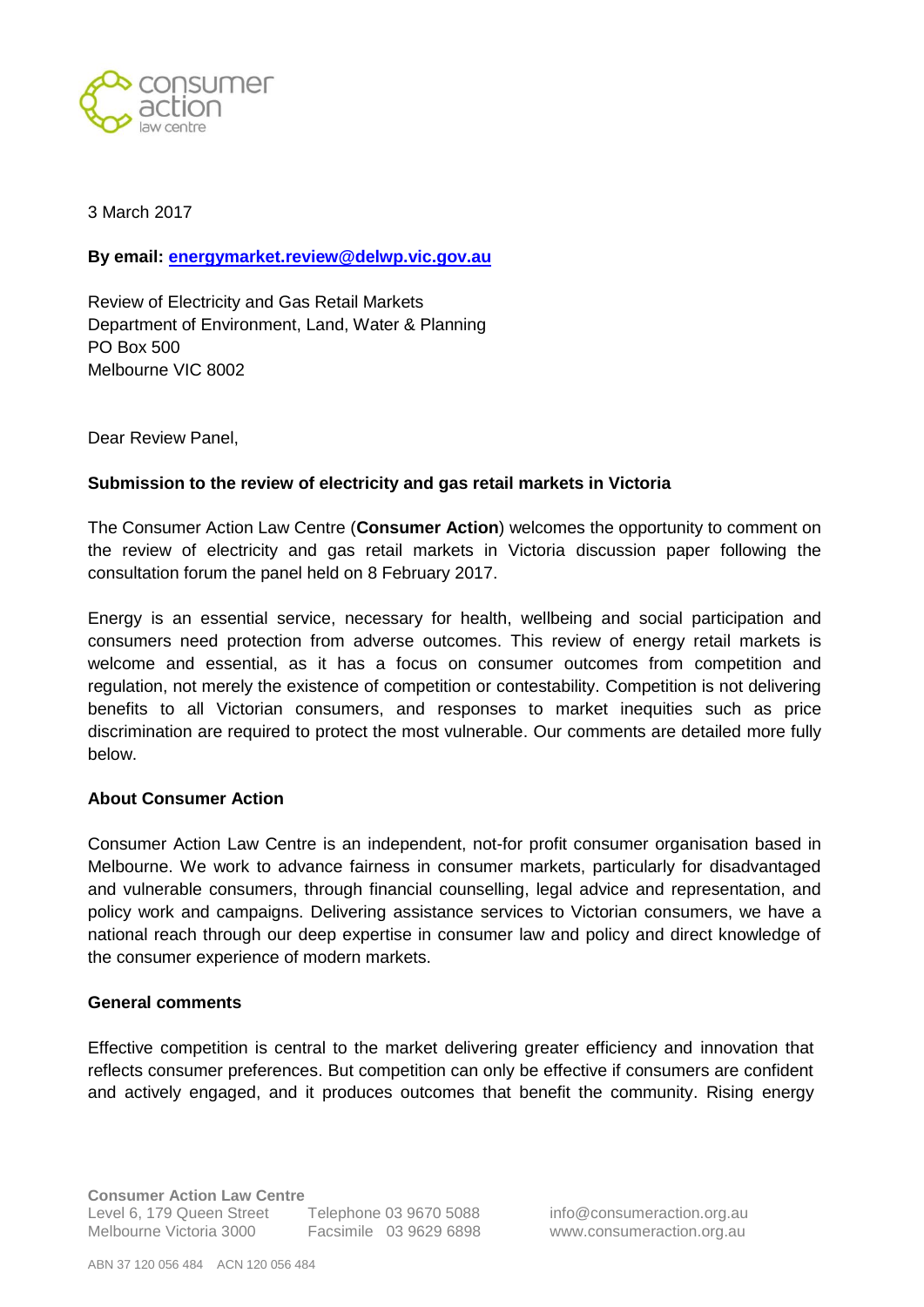3 March 2017

**By email: [energymarket.review@delwp.vic.gov.au](mailto:energymarket.review@delwp.vic.gov.au)**

Review of Electricity and Gas Retail Markets
Department of Environment, Land, Water & Planning
PO Box 500
Melbourne VIC 8002

Dear Review Panel,

**Submission to the review of electricity and gas retail markets in Victoria**

The Consumer Action Law Centre (**Consumer Action**) welcomes the opportunity to comment on the review of electricity and gas retail markets in Victoria discussion paper following the consultation forum the panel held on 8 February 2017.

Energy is an essential service, necessary for health, wellbeing and social participation and consumers need protection from adverse outcomes. This review of energy retail markets is welcome and essential, as it has a focus on consumer outcomes from competition and regulation, not merely the existence of competition or contestability. Competition is not delivering benefits to all Victorian consumers, and responses to market inequities such as price discrimination are required to protect the most vulnerable. Our comments are detailed more fully below.

**About Consumer Action**

Consumer Action Law Centre is an independent, not-for profit consumer organisation based in Melbourne. We work to advance fairness in consumer markets, particularly for disadvantaged and vulnerable consumers, through financial counselling, legal advice and representation, and policy work and campaigns. Delivering assistance services to Victorian consumers, we have a national reach through our deep expertise in consumer law and policy and direct knowledge of the consumer experience of modern markets.

**General comments**

Effective competition is central to the market delivering greater efficiency and innovation that reflects consumer preferences. But competition can only be effective if consumers are confident and actively engaged, and it produces outcomes that benefit the community. Rising energy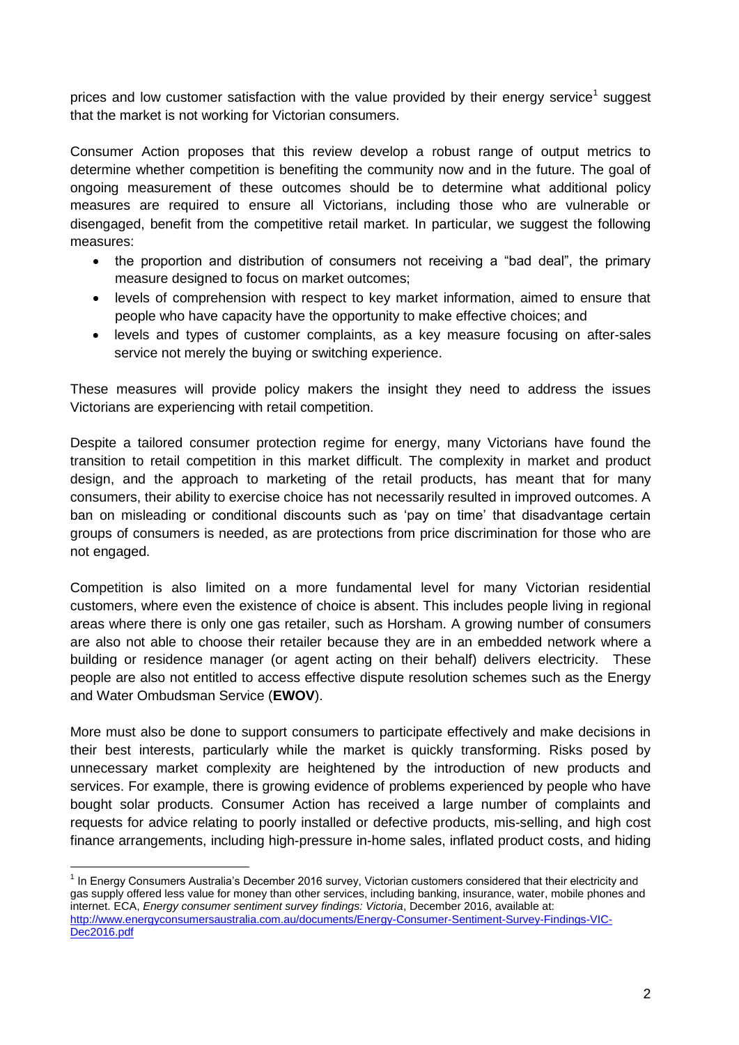prices and low customer satisfaction with the value provided by their energy service[1] suggest that the market is not working for Victorian consumers.

Consumer Action proposes that this review develop a robust range of output metrics to determine whether competition is benefiting the community now and in the future. The goal of ongoing measurement of these outcomes should be to determine what additional policy measures are required to ensure all Victorians, including those who are vulnerable or disengaged, benefit from the competitive retail market. In particular, we suggest the following measures:

- the proportion and distribution of consumers not receiving a "bad deal", the primary measure designed to focus on market outcomes;
- levels of comprehension with respect to key market information, aimed to ensure that people who have capacity have the opportunity to make effective choices; and
- levels and types of customer complaints, as a key measure focusing on after-sales service not merely the buying or switching experience.

These measures will provide policy makers the insight they need to address the issues Victorians are experiencing with retail competition.

Despite a tailored consumer protection regime for energy, many Victorians have found the transition to retail competition in this market difficult. The complexity in market and product design, and the approach to marketing of the retail products, has meant that for many consumers, their ability to exercise choice has not necessarily resulted in improved outcomes. A ban on misleading or conditional discounts such as 'pay on time' that disadvantage certain groups of consumers is needed, as are protections from price discrimination for those who are not engaged.

Competition is also limited on a more fundamental level for many Victorian residential customers, where even the existence of choice is absent. This includes people living in regional areas where there is only one gas retailer, such as Horsham. A growing number of consumers are also not able to choose their retailer because they are in an embedded network where a building or residence manager (or agent acting on their behalf) delivers electricity. These people are also not entitled to access effective dispute resolution schemes such as the Energy and Water Ombudsman Service (**EWOV**).

More must also be done to support consumers to participate effectively and make decisions in their best interests, particularly while the market is quickly transforming. Risks posed by unnecessary market complexity are heightened by the introduction of new products and services. For example, there is growing evidence of problems experienced by people who have bought solar products. Consumer Action has received a large number of complaints and requests for advice relating to poorly installed or defective products, mis-selling, and high cost finance arrangements, including high-pressure in-home sales, inflated product costs, and hiding

---

[1] In Energy Consumers Australia's December 2016 survey, Victorian customers considered that their electricity and gas supply offered less value for money than other services, including banking, insurance, water, mobile phones and internet. ECA, *Energy consumer sentiment survey findings: Victoria*, December 2016, available at: http://www.energyconsumersaustralia.com.au/documents/Energy-Consumer-Sentiment-Survey-Findings-VIC-Dec2016.pdf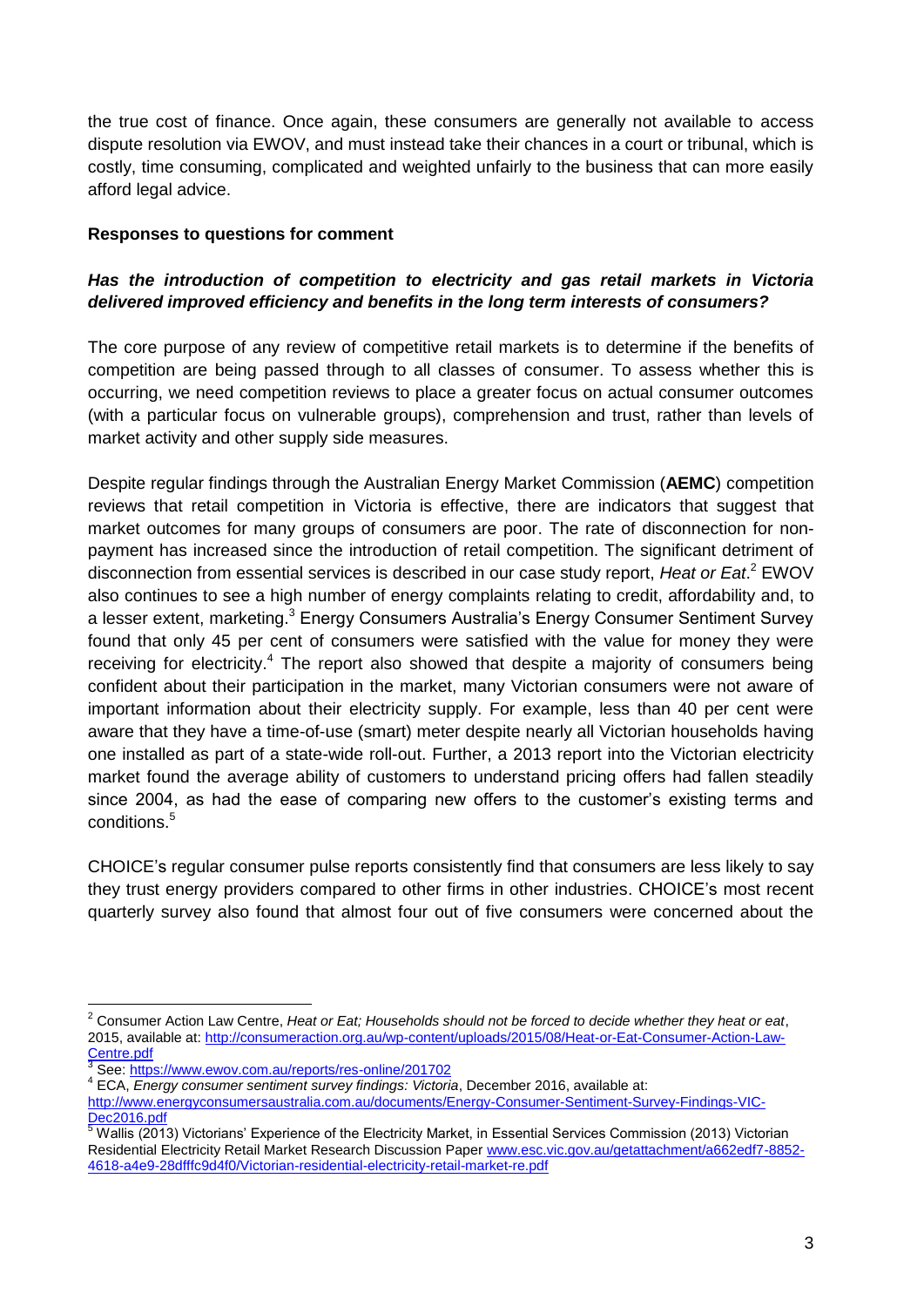the true cost of finance. Once again, these consumers are generally not available to access dispute resolution via EWOV, and must instead take their chances in a court or tribunal, which is costly, time consuming, complicated and weighted unfairly to the business that can more easily afford legal advice.

**Responses to questions for comment**

***Has the introduction of competition to electricity and gas retail markets in Victoria delivered improved efficiency and benefits in the long term interests of consumers?***

The core purpose of any review of competitive retail markets is to determine if the benefits of competition are being passed through to all classes of consumer. To assess whether this is occurring, we need competition reviews to place a greater focus on actual consumer outcomes (with a particular focus on vulnerable groups), comprehension and trust, rather than levels of market activity and other supply side measures.

Despite regular findings through the Australian Energy Market Commission (**AEMC**) competition reviews that retail competition in Victoria is effective, there are indicators that suggest that market outcomes for many groups of consumers are poor. The rate of disconnection for non-payment has increased since the introduction of retail competition. The significant detriment of disconnection from essential services is described in our case study report, *Heat or Eat*.[2] EWOV also continues to see a high number of energy complaints relating to credit, affordability and, to a lesser extent, marketing.[3] Energy Consumers Australia's Energy Consumer Sentiment Survey found that only 45 per cent of consumers were satisfied with the value for money they were receiving for electricity.[4] The report also showed that despite a majority of consumers being confident about their participation in the market, many Victorian consumers were not aware of important information about their electricity supply. For example, less than 40 per cent were aware that they have a time-of-use (smart) meter despite nearly all Victorian households having one installed as part of a state-wide roll-out. Further, a 2013 report into the Victorian electricity market found the average ability of customers to understand pricing offers had fallen steadily since 2004, as had the ease of comparing new offers to the customer's existing terms and conditions.[5]

CHOICE's regular consumer pulse reports consistently find that consumers are less likely to say they trust energy providers compared to other firms in other industries. CHOICE's most recent quarterly survey also found that almost four out of five consumers were concerned about the

---

[2] Consumer Action Law Centre, *Heat or Eat; Households should not be forced to decide whether they heat or eat*, 2015, available at: http://consumeraction.org.au/wp-content/uploads/2015/08/Heat-or-Eat-Consumer-Action-Law-Centre.pdf

[3] See: https://www.ewov.com.au/reports/res-online/201702

[4] ECA, *Energy consumer sentiment survey findings: Victoria*, December 2016, available at: http://www.energyconsumersaustralia.com.au/documents/Energy-Consumer-Sentiment-Survey-Findings-VIC-Dec2016.pdf

[5] Wallis (2013) Victorians' Experience of the Electricity Market, in Essential Services Commission (2013) Victorian Residential Electricity Retail Market Research Discussion Paper www.esc.vic.gov.au/getattachment/a662edf7-8852-4618-a4e9-28dfffc9d4f0/Victorian-residential-electricity-retail-market-re.pdf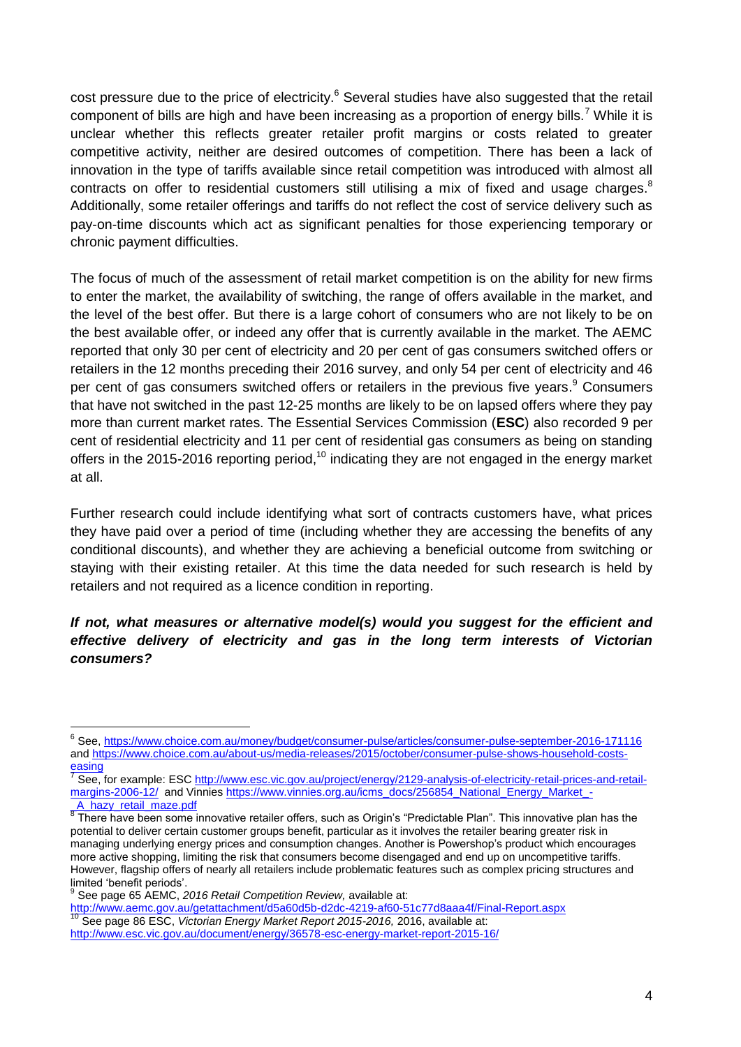cost pressure due to the price of electricity.[6] Several studies have also suggested that the retail component of bills are high and have been increasing as a proportion of energy bills.[7] While it is unclear whether this reflects greater retailer profit margins or costs related to greater competitive activity, neither are desired outcomes of competition. There has been a lack of innovation in the type of tariffs available since retail competition was introduced with almost all contracts on offer to residential customers still utilising a mix of fixed and usage charges.[8] Additionally, some retailer offerings and tariffs do not reflect the cost of service delivery such as pay-on-time discounts which act as significant penalties for those experiencing temporary or chronic payment difficulties.

The focus of much of the assessment of retail market competition is on the ability for new firms to enter the market, the availability of switching, the range of offers available in the market, and the level of the best offer. But there is a large cohort of consumers who are not likely to be on the best available offer, or indeed any offer that is currently available in the market. The AEMC reported that only 30 per cent of electricity and 20 per cent of gas consumers switched offers or retailers in the 12 months preceding their 2016 survey, and only 54 per cent of electricity and 46 per cent of gas consumers switched offers or retailers in the previous five years.[9] Consumers that have not switched in the past 12-25 months are likely to be on lapsed offers where they pay more than current market rates. The Essential Services Commission (**ESC**) also recorded 9 per cent of residential electricity and 11 per cent of residential gas consumers as being on standing offers in the 2015-2016 reporting period,[10] indicating they are not engaged in the energy market at all.

Further research could include identifying what sort of contracts customers have, what prices they have paid over a period of time (including whether they are accessing the benefits of any conditional discounts), and whether they are achieving a beneficial outcome from switching or staying with their existing retailer. At this time the data needed for such research is held by retailers and not required as a licence condition in reporting.

***If not, what measures or alternative model(s) would you suggest for the efficient and effective delivery of electricity and gas in the long term interests of Victorian consumers?***

---

[6] See, https://www.choice.com.au/money/budget/consumer-pulse/articles/consumer-pulse-september-2016-171116 and https://www.choice.com.au/about-us/media-releases/2015/october/consumer-pulse-shows-household-costs-easing

[7] See, for example: ESC http://www.esc.vic.gov.au/project/energy/2129-analysis-of-electricity-retail-prices-and-retail-margins-2006-12/ and Vinnies https://www.vinnies.org.au/icms_docs/256854_National_Energy_Market_-_A_hazy_retail_maze.pdf

[8] There have been some innovative retailer offers, such as Origin's "Predictable Plan". This innovative plan has the potential to deliver certain customer groups benefit, particular as it involves the retailer bearing greater risk in managing underlying energy prices and consumption changes. Another is Powershop's product which encourages more active shopping, limiting the risk that consumers become disengaged and end up on uncompetitive tariffs. However, flagship offers of nearly all retailers include problematic features such as complex pricing structures and limited 'benefit periods'.

[9] See page 65 AEMC, *2016 Retail Competition Review,* available at: http://www.aemc.gov.au/getattachment/d5a60d5b-d2dc-4219-af60-51c77d8aaa4f/Final-Report.aspx

[10] See page 86 ESC, *Victorian Energy Market Report 2015-2016,* 2016, available at: http://www.esc.vic.gov.au/document/energy/36578-esc-energy-market-report-2015-16/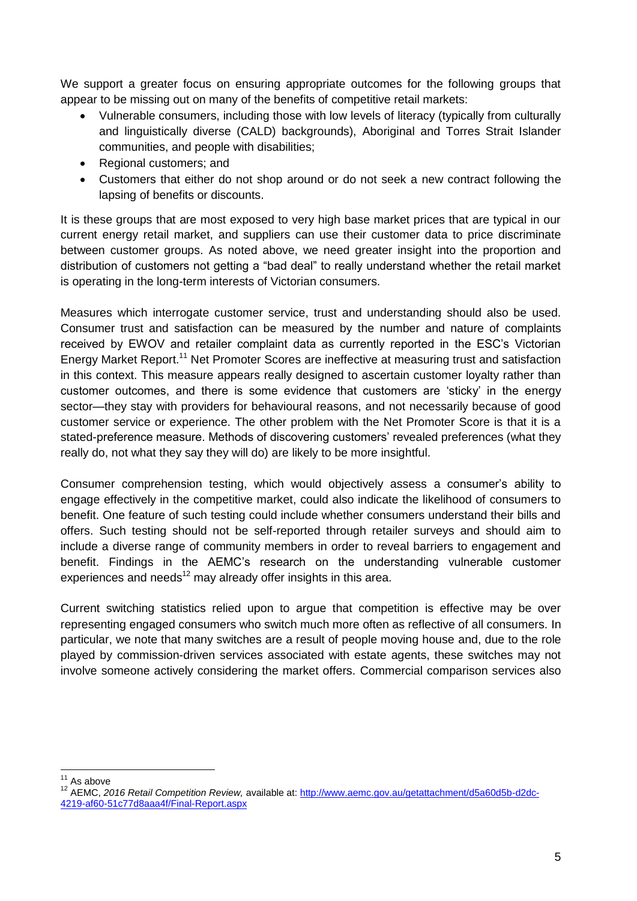We support a greater focus on ensuring appropriate outcomes for the following groups that appear to be missing out on many of the benefits of competitive retail markets:

- Vulnerable consumers, including those with low levels of literacy (typically from culturally and linguistically diverse (CALD) backgrounds), Aboriginal and Torres Strait Islander communities, and people with disabilities;
- Regional customers; and
- Customers that either do not shop around or do not seek a new contract following the lapsing of benefits or discounts.

It is these groups that are most exposed to very high base market prices that are typical in our current energy retail market, and suppliers can use their customer data to price discriminate between customer groups. As noted above, we need greater insight into the proportion and distribution of customers not getting a "bad deal" to really understand whether the retail market is operating in the long-term interests of Victorian consumers.

Measures which interrogate customer service, trust and understanding should also be used. Consumer trust and satisfaction can be measured by the number and nature of complaints received by EWOV and retailer complaint data as currently reported in the ESC's Victorian Energy Market Report.[11] Net Promoter Scores are ineffective at measuring trust and satisfaction in this context. This measure appears really designed to ascertain customer loyalty rather than customer outcomes, and there is some evidence that customers are 'sticky' in the energy sector—they stay with providers for behavioural reasons, and not necessarily because of good customer service or experience. The other problem with the Net Promoter Score is that it is a stated-preference measure. Methods of discovering customers' revealed preferences (what they really do, not what they say they will do) are likely to be more insightful.

Consumer comprehension testing, which would objectively assess a consumer's ability to engage effectively in the competitive market, could also indicate the likelihood of consumers to benefit. One feature of such testing could include whether consumers understand their bills and offers. Such testing should not be self-reported through retailer surveys and should aim to include a diverse range of community members in order to reveal barriers to engagement and benefit. Findings in the AEMC's research on the understanding vulnerable customer experiences and needs[12] may already offer insights in this area.

Current switching statistics relied upon to argue that competition is effective may be over representing engaged consumers who switch much more often as reflective of all consumers. In particular, we note that many switches are a result of people moving house and, due to the role played by commission-driven services associated with estate agents, these switches may not involve someone actively considering the market offers. Commercial comparison services also

---

[11] As above

[12] AEMC, *2016 Retail Competition Review,* available at: http://www.aemc.gov.au/getattachment/d5a60d5b-d2dc-4219-af60-51c77d8aaa4f/Final-Report.aspx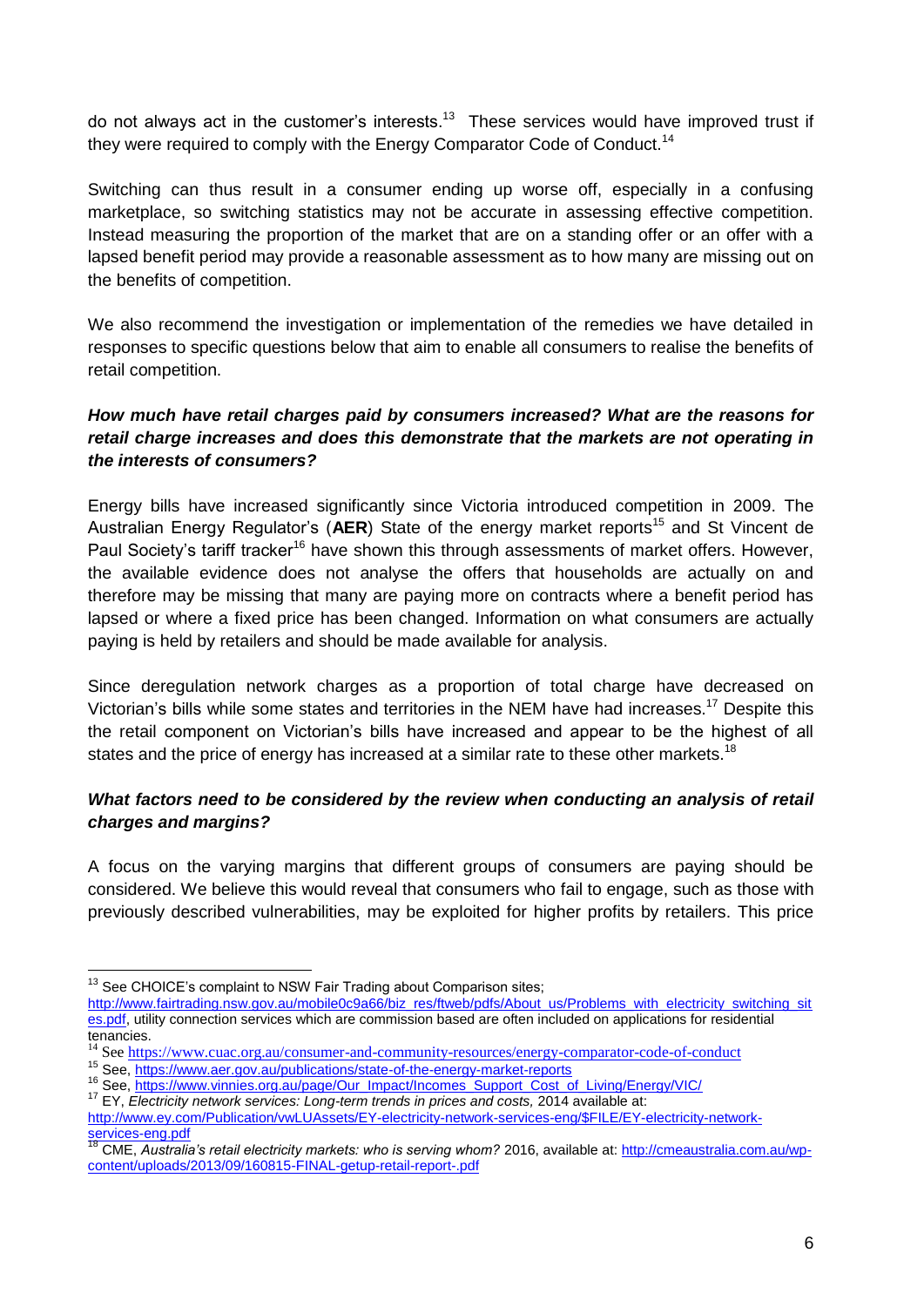do not always act in the customer's interests.[13] These services would have improved trust if they were required to comply with the Energy Comparator Code of Conduct.[14]

Switching can thus result in a consumer ending up worse off, especially in a confusing marketplace, so switching statistics may not be accurate in assessing effective competition. Instead measuring the proportion of the market that are on a standing offer or an offer with a lapsed benefit period may provide a reasonable assessment as to how many are missing out on the benefits of competition.

We also recommend the investigation or implementation of the remedies we have detailed in responses to specific questions below that aim to enable all consumers to realise the benefits of retail competition.

***How much have retail charges paid by consumers increased? What are the reasons for retail charge increases and does this demonstrate that the markets are not operating in the interests of consumers?***

Energy bills have increased significantly since Victoria introduced competition in 2009. The Australian Energy Regulator's (**AER**) State of the energy market reports[15] and St Vincent de Paul Society's tariff tracker[16] have shown this through assessments of market offers. However, the available evidence does not analyse the offers that households are actually on and therefore may be missing that many are paying more on contracts where a benefit period has lapsed or where a fixed price has been changed. Information on what consumers are actually paying is held by retailers and should be made available for analysis.

Since deregulation network charges as a proportion of total charge have decreased on Victorian's bills while some states and territories in the NEM have had increases.[17] Despite this the retail component on Victorian's bills have increased and appear to be the highest of all states and the price of energy has increased at a similar rate to these other markets.[18]

***What factors need to be considered by the review when conducting an analysis of retail charges and margins?***

A focus on the varying margins that different groups of consumers are paying should be considered. We believe this would reveal that consumers who fail to engage, such as those with previously described vulnerabilities, may be exploited for higher profits by retailers. This price

---

[13] See CHOICE's complaint to NSW Fair Trading about Comparison sites; http://www.fairtrading.nsw.gov.au/mobile0c9a66/biz_res/ftweb/pdfs/About_us/Problems_with_electricity_switching_sites.pdf, utility connection services which are commission based are often included on applications for residential tenancies.

[14] See https://www.cuac.org.au/consumer-and-community-resources/energy-comparator-code-of-conduct

[15] See, https://www.aer.gov.au/publications/state-of-the-energy-market-reports

[16] See, https://www.vinnies.org.au/page/Our_Impact/Incomes_Support_Cost_of_Living/Energy/VIC/

[17] EY, *Electricity network services: Long-term trends in prices and costs,* 2014 available at: http://www.ey.com/Publication/vwLUAssets/EY-electricity-network-services-eng/$FILE/EY-electricity-network-services-eng.pdf

[18] CME, *Australia's retail electricity markets: who is serving whom?* 2016, available at: http://cmeaustralia.com.au/wp-content/uploads/2013/09/160815-FINAL-getup-retail-report-.pdf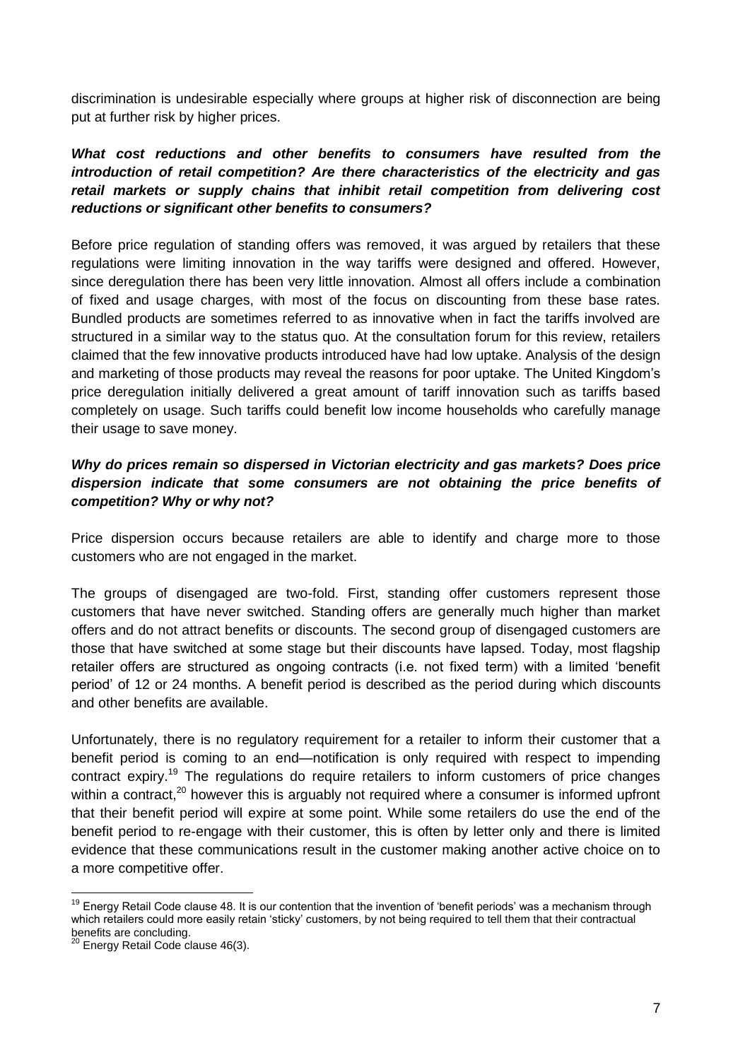discrimination is undesirable especially where groups at higher risk of disconnection are being put at further risk by higher prices.

***What cost reductions and other benefits to consumers have resulted from the introduction of retail competition? Are there characteristics of the electricity and gas retail markets or supply chains that inhibit retail competition from delivering cost reductions or significant other benefits to consumers?***

Before price regulation of standing offers was removed, it was argued by retailers that these regulations were limiting innovation in the way tariffs were designed and offered. However, since deregulation there has been very little innovation. Almost all offers include a combination of fixed and usage charges, with most of the focus on discounting from these base rates. Bundled products are sometimes referred to as innovative when in fact the tariffs involved are structured in a similar way to the status quo. At the consultation forum for this review, retailers claimed that the few innovative products introduced have had low uptake. Analysis of the design and marketing of those products may reveal the reasons for poor uptake. The United Kingdom's price deregulation initially delivered a great amount of tariff innovation such as tariffs based completely on usage. Such tariffs could benefit low income households who carefully manage their usage to save money.

***Why do prices remain so dispersed in Victorian electricity and gas markets? Does price dispersion indicate that some consumers are not obtaining the price benefits of competition? Why or why not?***

Price dispersion occurs because retailers are able to identify and charge more to those customers who are not engaged in the market.

The groups of disengaged are two-fold. First, standing offer customers represent those customers that have never switched. Standing offers are generally much higher than market offers and do not attract benefits or discounts. The second group of disengaged customers are those that have switched at some stage but their discounts have lapsed. Today, most flagship retailer offers are structured as ongoing contracts (i.e. not fixed term) with a limited 'benefit period' of 12 or 24 months. A benefit period is described as the period during which discounts and other benefits are available.

Unfortunately, there is no regulatory requirement for a retailer to inform their customer that a benefit period is coming to an end—notification is only required with respect to impending contract expiry.[19] The regulations do require retailers to inform customers of price changes within a contract,[20] however this is arguably not required where a consumer is informed upfront that their benefit period will expire at some point. While some retailers do use the end of the benefit period to re-engage with their customer, this is often by letter only and there is limited evidence that these communications result in the customer making another active choice on to a more competitive offer.

[19] Energy Retail Code clause 48. It is our contention that the invention of 'benefit periods' was a mechanism through which retailers could more easily retain 'sticky' customers, by not being required to tell them that their contractual benefits are concluding.

[20] Energy Retail Code clause 46(3).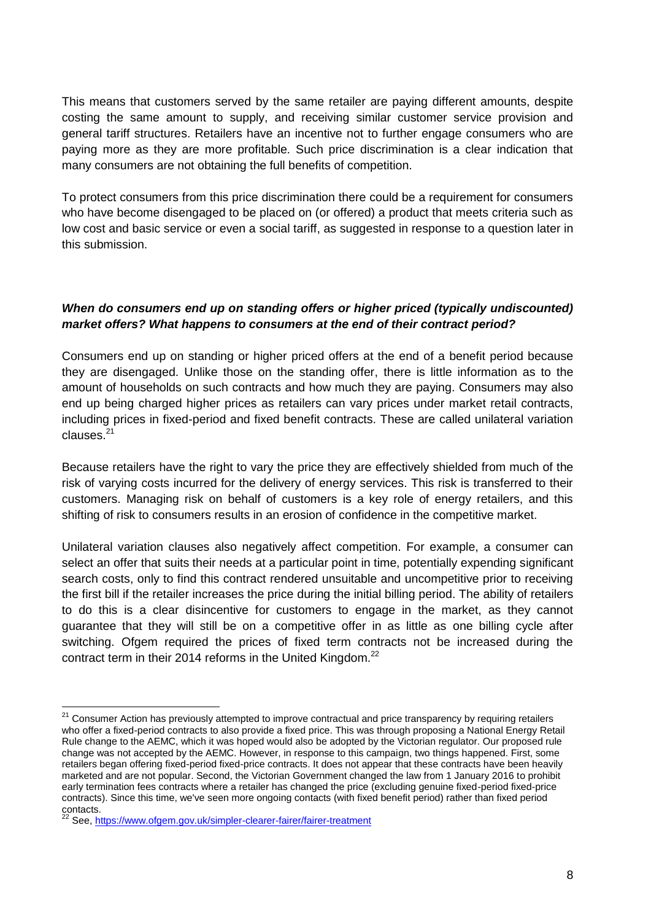This means that customers served by the same retailer are paying different amounts, despite costing the same amount to supply, and receiving similar customer service provision and general tariff structures. Retailers have an incentive not to further engage consumers who are paying more as they are more profitable. Such price discrimination is a clear indication that many consumers are not obtaining the full benefits of competition.

To protect consumers from this price discrimination there could be a requirement for consumers who have become disengaged to be placed on (or offered) a product that meets criteria such as low cost and basic service or even a social tariff, as suggested in response to a question later in this submission.

***When do consumers end up on standing offers or higher priced (typically undiscounted) market offers? What happens to consumers at the end of their contract period?***

Consumers end up on standing or higher priced offers at the end of a benefit period because they are disengaged. Unlike those on the standing offer, there is little information as to the amount of households on such contracts and how much they are paying. Consumers may also end up being charged higher prices as retailers can vary prices under market retail contracts, including prices in fixed-period and fixed benefit contracts. These are called unilateral variation clauses.[21]

Because retailers have the right to vary the price they are effectively shielded from much of the risk of varying costs incurred for the delivery of energy services. This risk is transferred to their customers. Managing risk on behalf of customers is a key role of energy retailers, and this shifting of risk to consumers results in an erosion of confidence in the competitive market.

Unilateral variation clauses also negatively affect competition. For example, a consumer can select an offer that suits their needs at a particular point in time, potentially expending significant search costs, only to find this contract rendered unsuitable and uncompetitive prior to receiving the first bill if the retailer increases the price during the initial billing period. The ability of retailers to do this is a clear disincentive for customers to engage in the market, as they cannot guarantee that they will still be on a competitive offer in as little as one billing cycle after switching. Ofgem required the prices of fixed term contracts not be increased during the contract term in their 2014 reforms in the United Kingdom.[22]

---

[21] Consumer Action has previously attempted to improve contractual and price transparency by requiring retailers who offer a fixed-period contracts to also provide a fixed price. This was through proposing a National Energy Retail Rule change to the AEMC, which it was hoped would also be adopted by the Victorian regulator. Our proposed rule change was not accepted by the AEMC. However, in response to this campaign, two things happened. First, some retailers began offering fixed-period fixed-price contracts. It does not appear that these contracts have been heavily marketed and are not popular. Second, the Victorian Government changed the law from 1 January 2016 to prohibit early termination fees contracts where a retailer has changed the price (excluding genuine fixed-period fixed-price contracts). Since this time, we've seen more ongoing contacts (with fixed benefit period) rather than fixed period contacts.

[22] See, https://www.ofgem.gov.uk/simpler-clearer-fairer/fairer-treatment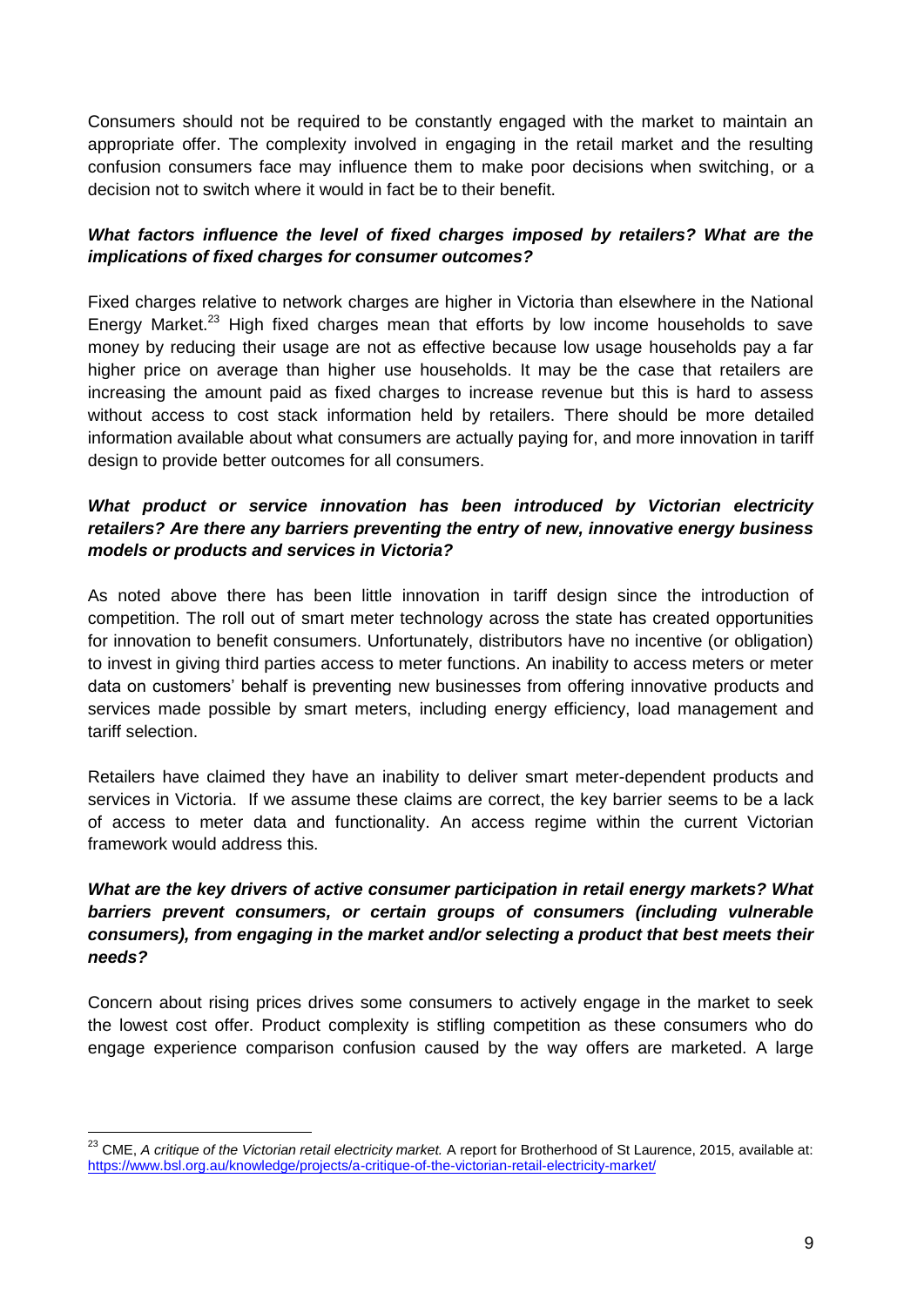Consumers should not be required to be constantly engaged with the market to maintain an appropriate offer. The complexity involved in engaging in the retail market and the resulting confusion consumers face may influence them to make poor decisions when switching, or a decision not to switch where it would in fact be to their benefit.

***What factors influence the level of fixed charges imposed by retailers? What are the implications of fixed charges for consumer outcomes?***

Fixed charges relative to network charges are higher in Victoria than elsewhere in the National Energy Market.[23] High fixed charges mean that efforts by low income households to save money by reducing their usage are not as effective because low usage households pay a far higher price on average than higher use households. It may be the case that retailers are increasing the amount paid as fixed charges to increase revenue but this is hard to assess without access to cost stack information held by retailers. There should be more detailed information available about what consumers are actually paying for, and more innovation in tariff design to provide better outcomes for all consumers.

***What product or service innovation has been introduced by Victorian electricity retailers? Are there any barriers preventing the entry of new, innovative energy business models or products and services in Victoria?***

As noted above there has been little innovation in tariff design since the introduction of competition. The roll out of smart meter technology across the state has created opportunities for innovation to benefit consumers. Unfortunately, distributors have no incentive (or obligation) to invest in giving third parties access to meter functions. An inability to access meters or meter data on customers' behalf is preventing new businesses from offering innovative products and services made possible by smart meters, including energy efficiency, load management and tariff selection.

Retailers have claimed they have an inability to deliver smart meter-dependent products and services in Victoria. If we assume these claims are correct, the key barrier seems to be a lack of access to meter data and functionality. An access regime within the current Victorian framework would address this.

***What are the key drivers of active consumer participation in retail energy markets? What barriers prevent consumers, or certain groups of consumers (including vulnerable consumers), from engaging in the market and/or selecting a product that best meets their needs?***

Concern about rising prices drives some consumers to actively engage in the market to seek the lowest cost offer. Product complexity is stifling competition as these consumers who do engage experience comparison confusion caused by the way offers are marketed. A large

---

[23] CME, *A critique of the Victorian retail electricity market.* A report for Brotherhood of St Laurence, 2015, available at: https://www.bsl.org.au/knowledge/projects/a-critique-of-the-victorian-retail-electricity-market/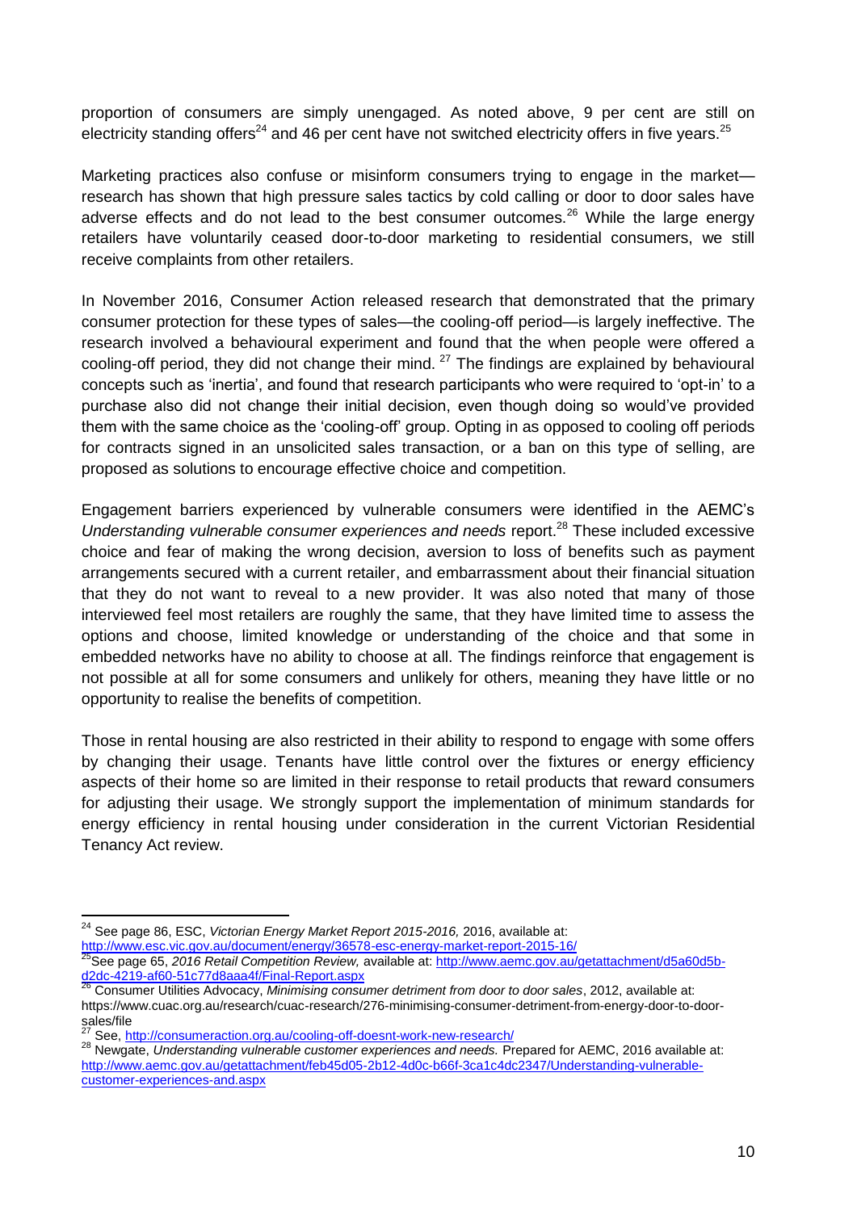proportion of consumers are simply unengaged. As noted above, 9 per cent are still on electricity standing offers[24] and 46 per cent have not switched electricity offers in five years.[25]

Marketing practices also confuse or misinform consumers trying to engage in the market—research has shown that high pressure sales tactics by cold calling or door to door sales have adverse effects and do not lead to the best consumer outcomes.[26] While the large energy retailers have voluntarily ceased door-to-door marketing to residential consumers, we still receive complaints from other retailers.

In November 2016, Consumer Action released research that demonstrated that the primary consumer protection for these types of sales—the cooling-off period—is largely ineffective. The research involved a behavioural experiment and found that the when people were offered a cooling-off period, they did not change their mind.[27] The findings are explained by behavioural concepts such as 'inertia', and found that research participants who were required to 'opt-in' to a purchase also did not change their initial decision, even though doing so would've provided them with the same choice as the 'cooling-off' group. Opting in as opposed to cooling off periods for contracts signed in an unsolicited sales transaction, or a ban on this type of selling, are proposed as solutions to encourage effective choice and competition.

Engagement barriers experienced by vulnerable consumers were identified in the AEMC's *Understanding vulnerable consumer experiences and needs* report.[28] These included excessive choice and fear of making the wrong decision, aversion to loss of benefits such as payment arrangements secured with a current retailer, and embarrassment about their financial situation that they do not want to reveal to a new provider. It was also noted that many of those interviewed feel most retailers are roughly the same, that they have limited time to assess the options and choose, limited knowledge or understanding of the choice and that some in embedded networks have no ability to choose at all. The findings reinforce that engagement is not possible at all for some consumers and unlikely for others, meaning they have little or no opportunity to realise the benefits of competition.

Those in rental housing are also restricted in their ability to respond to engage with some offers by changing their usage. Tenants have little control over the fixtures or energy efficiency aspects of their home so are limited in their response to retail products that reward consumers for adjusting their usage. We strongly support the implementation of minimum standards for energy efficiency in rental housing under consideration in the current Victorian Residential Tenancy Act review.

---

[24] See page 86, ESC, *Victorian Energy Market Report 2015-2016,* 2016, available at: http://www.esc.vic.gov.au/document/energy/36578-esc-energy-market-report-2015-16/

[25] See page 65, *2016 Retail Competition Review,* available at: http://www.aemc.gov.au/getattachment/d5a60d5b-d2dc-4219-af60-51c77d8aaa4f/Final-Report.aspx

[26] Consumer Utilities Advocacy, *Minimising consumer detriment from door to door sales*, 2012, available at: https://www.cuac.org.au/research/cuac-research/276-minimising-consumer-detriment-from-energy-door-to-door-sales/file

[27] See, http://consumeraction.org.au/cooling-off-doesnt-work-new-research/

[28] Newgate, *Understanding vulnerable customer experiences and needs.* Prepared for AEMC, 2016 available at: http://www.aemc.gov.au/getattachment/feb45d05-2b12-4d0c-b66f-3ca1c4dc2347/Understanding-vulnerable-customer-experiences-and.aspx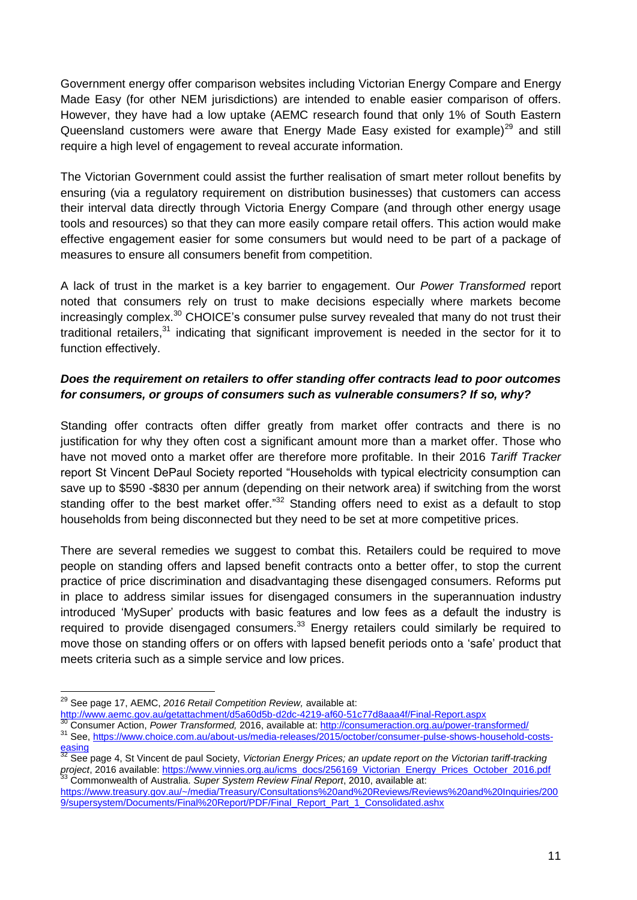Government energy offer comparison websites including Victorian Energy Compare and Energy Made Easy (for other NEM jurisdictions) are intended to enable easier comparison of offers. However, they have had a low uptake (AEMC research found that only 1% of South Eastern Queensland customers were aware that Energy Made Easy existed for example)[29] and still require a high level of engagement to reveal accurate information.

The Victorian Government could assist the further realisation of smart meter rollout benefits by ensuring (via a regulatory requirement on distribution businesses) that customers can access their interval data directly through Victoria Energy Compare (and through other energy usage tools and resources) so that they can more easily compare retail offers. This action would make effective engagement easier for some consumers but would need to be part of a package of measures to ensure all consumers benefit from competition.

A lack of trust in the market is a key barrier to engagement. Our *Power Transformed* report noted that consumers rely on trust to make decisions especially where markets become increasingly complex.[30] CHOICE's consumer pulse survey revealed that many do not trust their traditional retailers,[31] indicating that significant improvement is needed in the sector for it to function effectively.

***Does the requirement on retailers to offer standing offer contracts lead to poor outcomes for consumers, or groups of consumers such as vulnerable consumers? If so, why?***

Standing offer contracts often differ greatly from market offer contracts and there is no justification for why they often cost a significant amount more than a market offer. Those who have not moved onto a market offer are therefore more profitable. In their 2016 *Tariff Tracker* report St Vincent DePaul Society reported "Households with typical electricity consumption can save up to $590 -$830 per annum (depending on their network area) if switching from the worst standing offer to the best market offer."[32] Standing offers need to exist as a default to stop households from being disconnected but they need to be set at more competitive prices.

There are several remedies we suggest to combat this. Retailers could be required to move people on standing offers and lapsed benefit contracts onto a better offer, to stop the current practice of price discrimination and disadvantaging these disengaged consumers. Reforms put in place to address similar issues for disengaged consumers in the superannuation industry introduced 'MySuper' products with basic features and low fees as a default the industry is required to provide disengaged consumers.[33] Energy retailers could similarly be required to move those on standing offers or on offers with lapsed benefit periods onto a 'safe' product that meets criteria such as a simple service and low prices.

---

[29] See page 17, AEMC, *2016 Retail Competition Review,* available at: http://www.aemc.gov.au/getattachment/d5a60d5b-d2dc-4219-af60-51c77d8aaa4f/Final-Report.aspx

[30] Consumer Action, *Power Transformed,* 2016, available at: http://consumeraction.org.au/power-transformed/

[31] See, https://www.choice.com.au/about-us/media-releases/2015/october/consumer-pulse-shows-household-costs-easing

[32] See page 4, St Vincent de paul Society, *Victorian Energy Prices; an update report on the Victorian tariff-tracking project*, 2016 available: https://www.vinnies.org.au/icms_docs/256169_Victorian_Energy_Prices_October_2016.pdf

[33] Commonwealth of Australia. *Super System Review Final Report*, 2010, available at: https://www.treasury.gov.au/~/media/Treasury/Consultations%20and%20Reviews/Reviews%20and%20Inquiries/2009/supersystem/Documents/Final%20Report/PDF/Final_Report_Part_1_Consolidated.ashx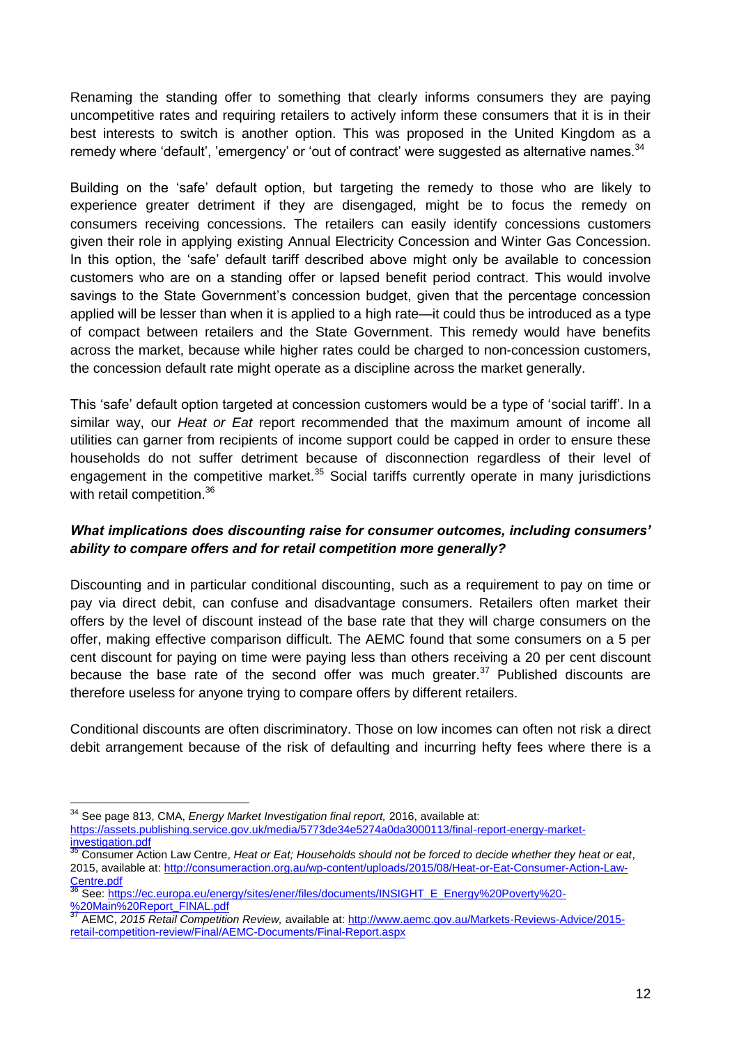Renaming the standing offer to something that clearly informs consumers they are paying uncompetitive rates and requiring retailers to actively inform these consumers that it is in their best interests to switch is another option. This was proposed in the United Kingdom as a remedy where 'default', 'emergency' or 'out of contract' were suggested as alternative names.[34]

Building on the 'safe' default option, but targeting the remedy to those who are likely to experience greater detriment if they are disengaged, might be to focus the remedy on consumers receiving concessions. The retailers can easily identify concessions customers given their role in applying existing Annual Electricity Concession and Winter Gas Concession. In this option, the 'safe' default tariff described above might only be available to concession customers who are on a standing offer or lapsed benefit period contract. This would involve savings to the State Government's concession budget, given that the percentage concession applied will be lesser than when it is applied to a high rate—it could thus be introduced as a type of compact between retailers and the State Government. This remedy would have benefits across the market, because while higher rates could be charged to non-concession customers, the concession default rate might operate as a discipline across the market generally.

This 'safe' default option targeted at concession customers would be a type of 'social tariff'. In a similar way, our *Heat or Eat* report recommended that the maximum amount of income all utilities can garner from recipients of income support could be capped in order to ensure these households do not suffer detriment because of disconnection regardless of their level of engagement in the competitive market.[35] Social tariffs currently operate in many jurisdictions with retail competition.[36]

***What implications does discounting raise for consumer outcomes, including consumers' ability to compare offers and for retail competition more generally?***

Discounting and in particular conditional discounting, such as a requirement to pay on time or pay via direct debit, can confuse and disadvantage consumers. Retailers often market their offers by the level of discount instead of the base rate that they will charge consumers on the offer, making effective comparison difficult. The AEMC found that some consumers on a 5 per cent discount for paying on time were paying less than others receiving a 20 per cent discount because the base rate of the second offer was much greater.[37] Published discounts are therefore useless for anyone trying to compare offers by different retailers.

Conditional discounts are often discriminatory. Those on low incomes can often not risk a direct debit arrangement because of the risk of defaulting and incurring hefty fees where there is a

---

[34] See page 813, CMA, *Energy Market Investigation final report,* 2016, available at: https://assets.publishing.service.gov.uk/media/5773de34e5274a0da3000113/final-report-energy-market-investigation.pdf

[35] Consumer Action Law Centre, *Heat or Eat; Households should not be forced to decide whether they heat or eat*, 2015, available at: http://consumeraction.org.au/wp-content/uploads/2015/08/Heat-or-Eat-Consumer-Action-Law-Centre.pdf

[36] See: https://ec.europa.eu/energy/sites/ener/files/documents/INSIGHT_E_Energy%20Poverty%20-%20Main%20Report_FINAL.pdf

[37] AEMC, *2015 Retail Competition Review,* available at: http://www.aemc.gov.au/Markets-Reviews-Advice/2015-retail-competition-review/Final/AEMC-Documents/Final-Report.aspx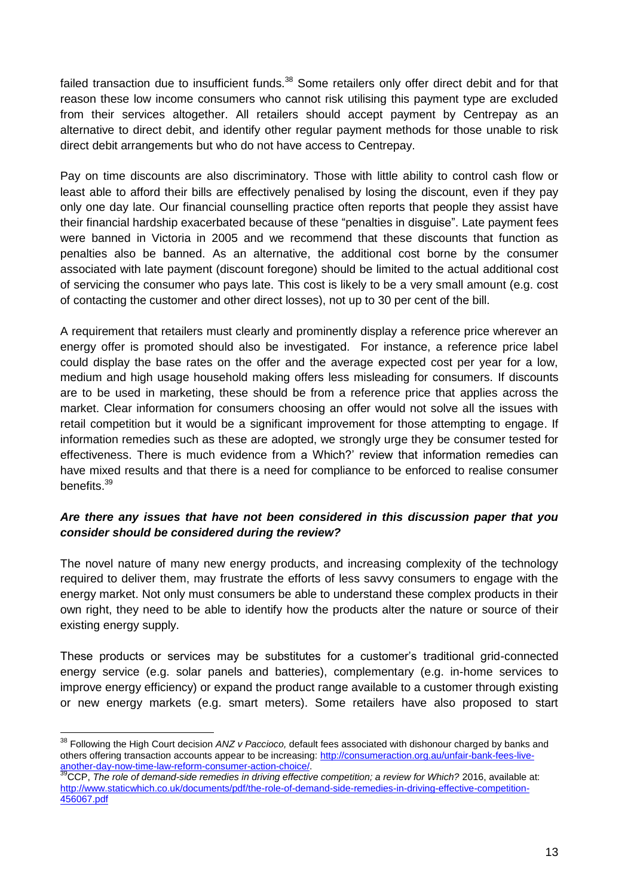failed transaction due to insufficient funds.[38] Some retailers only offer direct debit and for that reason these low income consumers who cannot risk utilising this payment type are excluded from their services altogether. All retailers should accept payment by Centrepay as an alternative to direct debit, and identify other regular payment methods for those unable to risk direct debit arrangements but who do not have access to Centrepay.

Pay on time discounts are also discriminatory. Those with little ability to control cash flow or least able to afford their bills are effectively penalised by losing the discount, even if they pay only one day late. Our financial counselling practice often reports that people they assist have their financial hardship exacerbated because of these "penalties in disguise". Late payment fees were banned in Victoria in 2005 and we recommend that these discounts that function as penalties also be banned. As an alternative, the additional cost borne by the consumer associated with late payment (discount foregone) should be limited to the actual additional cost of servicing the consumer who pays late. This cost is likely to be a very small amount (e.g. cost of contacting the customer and other direct losses), not up to 30 per cent of the bill.

A requirement that retailers must clearly and prominently display a reference price wherever an energy offer is promoted should also be investigated. For instance, a reference price label could display the base rates on the offer and the average expected cost per year for a low, medium and high usage household making offers less misleading for consumers. If discounts are to be used in marketing, these should be from a reference price that applies across the market. Clear information for consumers choosing an offer would not solve all the issues with retail competition but it would be a significant improvement for those attempting to engage. If information remedies such as these are adopted, we strongly urge they be consumer tested for effectiveness. There is much evidence from a Which?' review that information remedies can have mixed results and that there is a need for compliance to be enforced to realise consumer benefits.[39]

***Are there any issues that have not been considered in this discussion paper that you consider should be considered during the review?***

The novel nature of many new energy products, and increasing complexity of the technology required to deliver them, may frustrate the efforts of less savvy consumers to engage with the energy market. Not only must consumers be able to understand these complex products in their own right, they need to be able to identify how the products alter the nature or source of their existing energy supply.

These products or services may be substitutes for a customer's traditional grid-connected energy service (e.g. solar panels and batteries), complementary (e.g. in-home services to improve energy efficiency) or expand the product range available to a customer through existing or new energy markets (e.g. smart meters). Some retailers have also proposed to start

---

[38] Following the High Court decision *ANZ v Paccioco,* default fees associated with dishonour charged by banks and others offering transaction accounts appear to be increasing: http://consumeraction.org.au/unfair-bank-fees-live-another-day-now-time-law-reform-consumer-action-choice/.

[39] CCP, *The role of demand-side remedies in driving effective competition; a review for Which?* 2016, available at: http://www.staticwhich.co.uk/documents/pdf/the-role-of-demand-side-remedies-in-driving-effective-competition-456067.pdf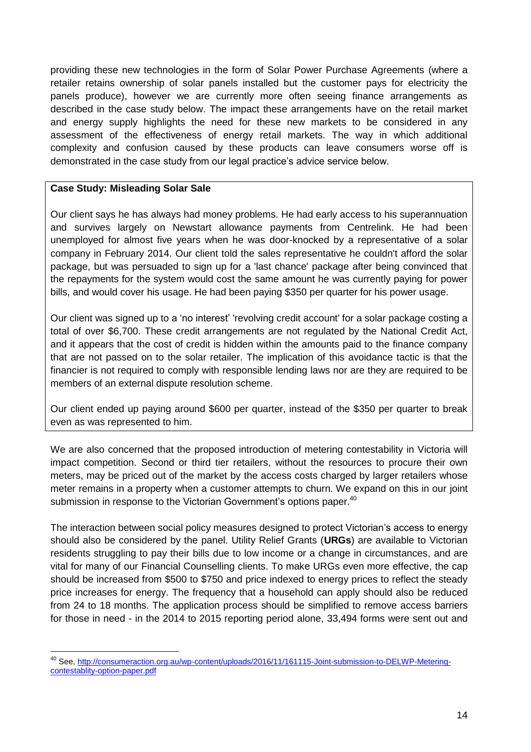providing these new technologies in the form of Solar Power Purchase Agreements (where a retailer retains ownership of solar panels installed but the customer pays for electricity the panels produce), however we are currently more often seeing finance arrangements as described in the case study below. The impact these arrangements have on the retail market and energy supply highlights the need for these new markets to be considered in any assessment of the effectiveness of energy retail markets. The way in which additional complexity and confusion caused by these products can leave consumers worse off is demonstrated in the case study from our legal practice's advice service below.

> **Case Study: Misleading Solar Sale**
>
> Our client says he has always had money problems. He had early access to his superannuation and survives largely on Newstart allowance payments from Centrelink. He had been unemployed for almost five years when he was door-knocked by a representative of a solar company in February 2014. Our client told the sales representative he couldn't afford the solar package, but was persuaded to sign up for a 'last chance' package after being convinced that the repayments for the system would cost the same amount he was currently paying for power bills, and would cover his usage. He had been paying $350 per quarter for his power usage.
>
> Our client was signed up to a 'no interest' 'revolving credit account' for a solar package costing a total of over $6,700. These credit arrangements are not regulated by the National Credit Act, and it appears that the cost of credit is hidden within the amounts paid to the finance company that are not passed on to the solar retailer. The implication of this avoidance tactic is that the financier is not required to comply with responsible lending laws nor are they are required to be members of an external dispute resolution scheme.
>
> Our client ended up paying around $600 per quarter, instead of the $350 per quarter to break even as was represented to him.

We are also concerned that the proposed introduction of metering contestability in Victoria will impact competition. Second or third tier retailers, without the resources to procure their own meters, may be priced out of the market by the access costs charged by larger retailers whose meter remains in a property when a customer attempts to churn. We expand on this in our joint submission in response to the Victorian Government's options paper.[40]

The interaction between social policy measures designed to protect Victorian's access to energy should also be considered by the panel. Utility Relief Grants (**URGs**) are available to Victorian residents struggling to pay their bills due to low income or a change in circumstances, and are vital for many of our Financial Counselling clients. To make URGs even more effective, the cap should be increased from $500 to $750 and price indexed to energy prices to reflect the steady price increases for energy. The frequency that a household can apply should also be reduced from 24 to 18 months. The application process should be simplified to remove access barriers for those in need - in the 2014 to 2015 reporting period alone, 33,494 forms were sent out and

---

[40] See, http://consumeraction.org.au/wp-content/uploads/2016/11/161115-Joint-submission-to-DELWP-Metering-contestablity-option-paper.pdf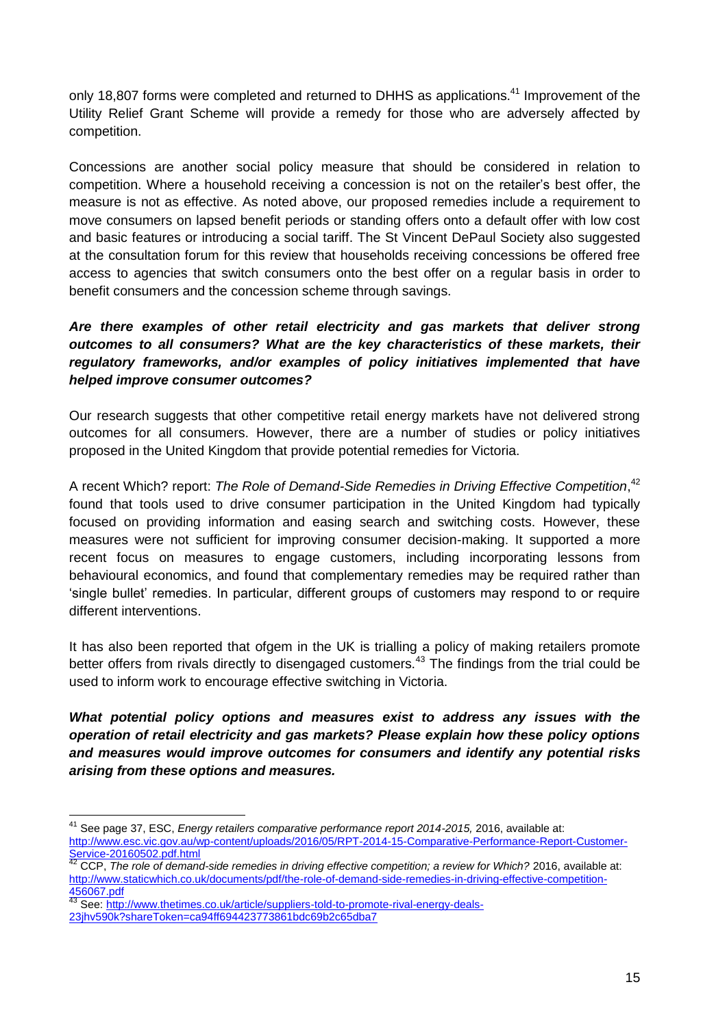only 18,807 forms were completed and returned to DHHS as applications.[41] Improvement of the Utility Relief Grant Scheme will provide a remedy for those who are adversely affected by competition.

Concessions are another social policy measure that should be considered in relation to competition. Where a household receiving a concession is not on the retailer's best offer, the measure is not as effective. As noted above, our proposed remedies include a requirement to move consumers on lapsed benefit periods or standing offers onto a default offer with low cost and basic features or introducing a social tariff. The St Vincent DePaul Society also suggested at the consultation forum for this review that households receiving concessions be offered free access to agencies that switch consumers onto the best offer on a regular basis in order to benefit consumers and the concession scheme through savings.

***Are there examples of other retail electricity and gas markets that deliver strong outcomes to all consumers? What are the key characteristics of these markets, their regulatory frameworks, and/or examples of policy initiatives implemented that have helped improve consumer outcomes?***

Our research suggests that other competitive retail energy markets have not delivered strong outcomes for all consumers. However, there are a number of studies or policy initiatives proposed in the United Kingdom that provide potential remedies for Victoria.

A recent Which? report: *The Role of Demand-Side Remedies in Driving Effective Competition*,[42] found that tools used to drive consumer participation in the United Kingdom had typically focused on providing information and easing search and switching costs. However, these measures were not sufficient for improving consumer decision-making. It supported a more recent focus on measures to engage customers, including incorporating lessons from behavioural economics, and found that complementary remedies may be required rather than 'single bullet' remedies. In particular, different groups of customers may respond to or require different interventions.

It has also been reported that ofgem in the UK is trialling a policy of making retailers promote better offers from rivals directly to disengaged customers.[43] The findings from the trial could be used to inform work to encourage effective switching in Victoria.

***What potential policy options and measures exist to address any issues with the operation of retail electricity and gas markets? Please explain how these policy options and measures would improve outcomes for consumers and identify any potential risks arising from these options and measures.***

---

[41] See page 37, ESC, *Energy retailers comparative performance report 2014-2015,* 2016, available at: http://www.esc.vic.gov.au/wp-content/uploads/2016/05/RPT-2014-15-Comparative-Performance-Report-Customer-Service-20160502.pdf.html

[42] CCP, *The role of demand-side remedies in driving effective competition; a review for Which?* 2016, available at: http://www.staticwhich.co.uk/documents/pdf/the-role-of-demand-side-remedies-in-driving-effective-competition-456067.pdf

[43] See: http://www.thetimes.co.uk/article/suppliers-told-to-promote-rival-energy-deals-23jhv590k?shareToken=ca94ff694423773861bdc69b2c65dba7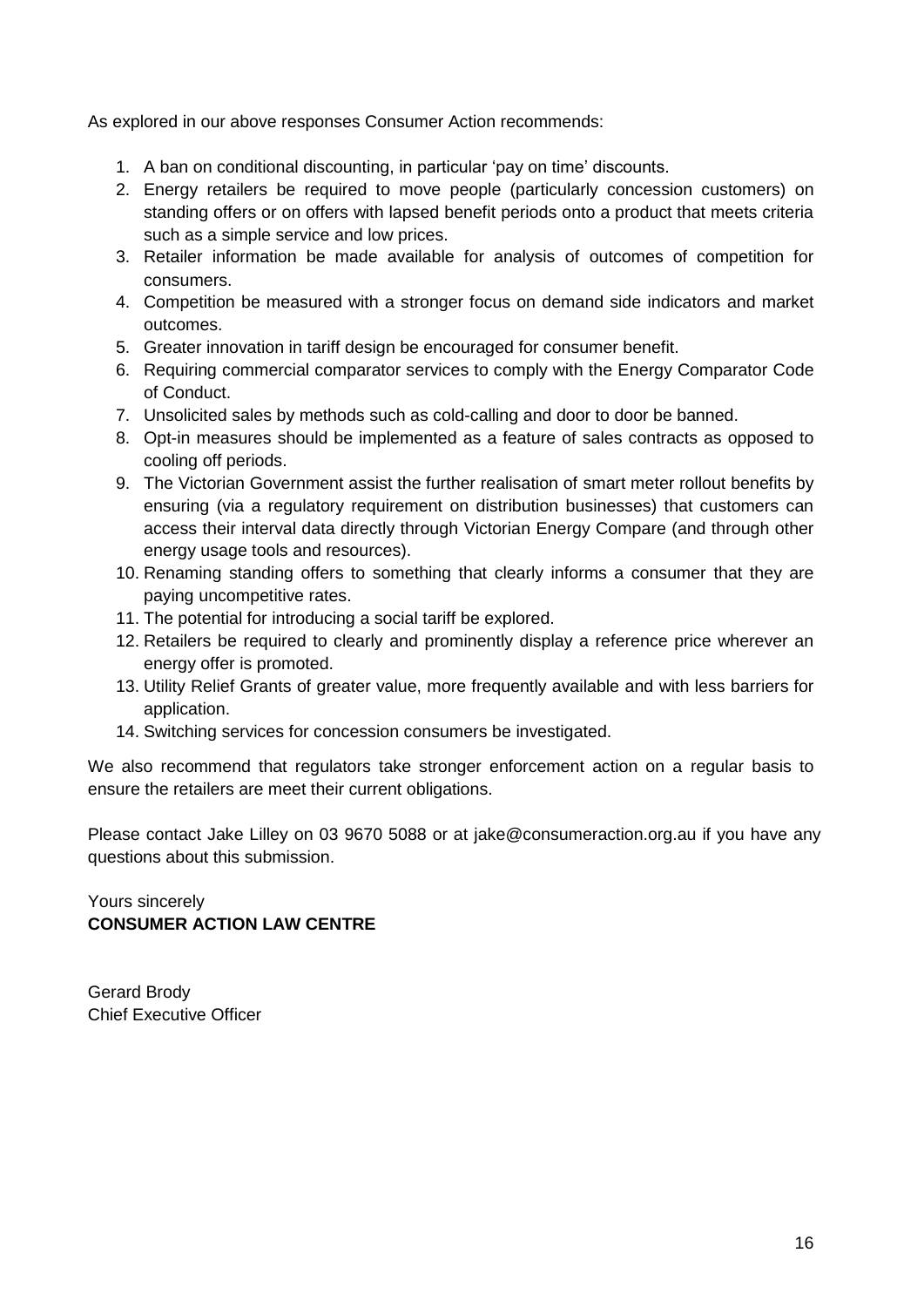As explored in our above responses Consumer Action recommends:

1. A ban on conditional discounting, in particular 'pay on time' discounts.
2. Energy retailers be required to move people (particularly concession customers) on standing offers or on offers with lapsed benefit periods onto a product that meets criteria such as a simple service and low prices.
3. Retailer information be made available for analysis of outcomes of competition for consumers.
4. Competition be measured with a stronger focus on demand side indicators and market outcomes.
5. Greater innovation in tariff design be encouraged for consumer benefit.
6. Requiring commercial comparator services to comply with the Energy Comparator Code of Conduct.
7. Unsolicited sales by methods such as cold-calling and door to door be banned.
8. Opt-in measures should be implemented as a feature of sales contracts as opposed to cooling off periods.
9. The Victorian Government assist the further realisation of smart meter rollout benefits by ensuring (via a regulatory requirement on distribution businesses) that customers can access their interval data directly through Victorian Energy Compare (and through other energy usage tools and resources).
10. Renaming standing offers to something that clearly informs a consumer that they are paying uncompetitive rates.
11. The potential for introducing a social tariff be explored.
12. Retailers be required to clearly and prominently display a reference price wherever an energy offer is promoted.
13. Utility Relief Grants of greater value, more frequently available and with less barriers for application.
14. Switching services for concession consumers be investigated.

We also recommend that regulators take stronger enforcement action on a regular basis to ensure the retailers are meet their current obligations.

Please contact Jake Lilley on 03 9670 5088 or at jake@consumeraction.org.au if you have any questions about this submission.

Yours sincerely
**CONSUMER ACTION LAW CENTRE**

Gerard Brody
Chief Executive Officer